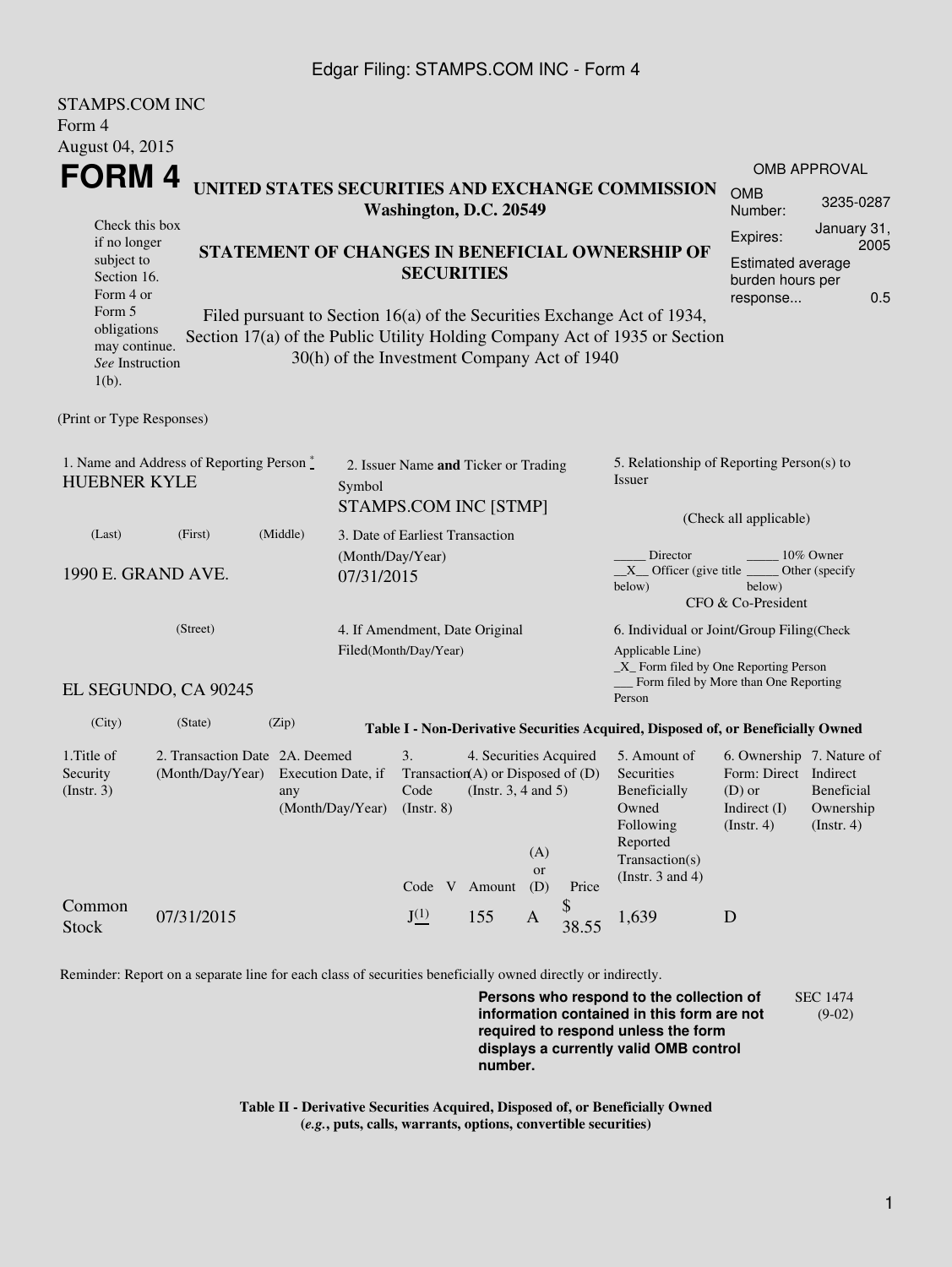Edgar Filing: STAMPS.COM INC - Form 4

STAMPS.COM INC
Form 4
August 04, 2015

# FORM 4

**UNITED STATES SECURITIES AND EXCHANGE COMMISSION**
**Washington, D.C. 20549**

**STATEMENT OF CHANGES IN BENEFICIAL OWNERSHIP OF SECURITIES**

Filed pursuant to Section 16(a) of the Securities Exchange Act of 1934, Section 17(a) of the Public Utility Holding Company Act of 1935 or Section 30(h) of the Investment Company Act of 1940

| OMB APPROVAL | |
|---|---|
| OMB Number: | 3235-0287 |
| Expires: | January 31, 2005 |
| Estimated average burden hours per response... | 0.5 |

Check this box if no longer subject to Section 16. Form 4 or Form 5 obligations may continue. *See* Instruction 1(b).

(Print or Type Responses)

1. Name and Address of Reporting Person *
HUEBNER KYLE

(Last) (First) (Middle)

1990 E. GRAND AVE.

(Street)

EL SEGUNDO, CA 90245

(City) (State) (Zip)

2. Issuer Name **and** Ticker or Trading Symbol
STAMPS.COM INC [STMP]

3. Date of Earliest Transaction (Month/Day/Year)
07/31/2015

4. If Amendment, Date Original Filed(Month/Day/Year)

5. Relationship of Reporting Person(s) to Issuer

(Check all applicable)

_____ Director _____ 10% Owner
__X__ Officer (give title below) _____ Other (specify below)
CFO & Co-President

6. Individual or Joint/Group Filing(Check Applicable Line)
_X_ Form filed by One Reporting Person
___ Form filed by More than One Reporting Person

**Table I - Non-Derivative Securities Acquired, Disposed of, or Beneficially Owned**

| 1.Title of Security (Instr. 3) | 2. Transaction Date (Month/Day/Year) | 2A. Deemed Execution Date, if any (Month/Day/Year) | 3. Transaction Code (Instr. 8) | | 4. Securities Acquired (A) or Disposed of (D) (Instr. 3, 4 and 5) | | | 5. Amount of Securities Beneficially Owned Following Reported Transaction(s) (Instr. 3 and 4) | 6. Ownership Form: Direct (D) or Indirect (I) (Instr. 4) | 7. Nature of Indirect Beneficial Ownership (Instr. 4) |
|---|---|---|---|---|---|---|---|---|---|---|
| | | | Code | V | Amount | (A) or (D) | Price | | | |
| Common Stock | 07/31/2015 | | J (1) | | 155 | A | $ 38.55 | 1,639 | D | |

Reminder: Report on a separate line for each class of securities beneficially owned directly or indirectly.

**Persons who respond to the collection of information contained in this form are not required to respond unless the form displays a currently valid OMB control number.**

SEC 1474 (9-02)

**Table II - Derivative Securities Acquired, Disposed of, or Beneficially Owned**
**(*e.g.*, puts, calls, warrants, options, convertible securities)**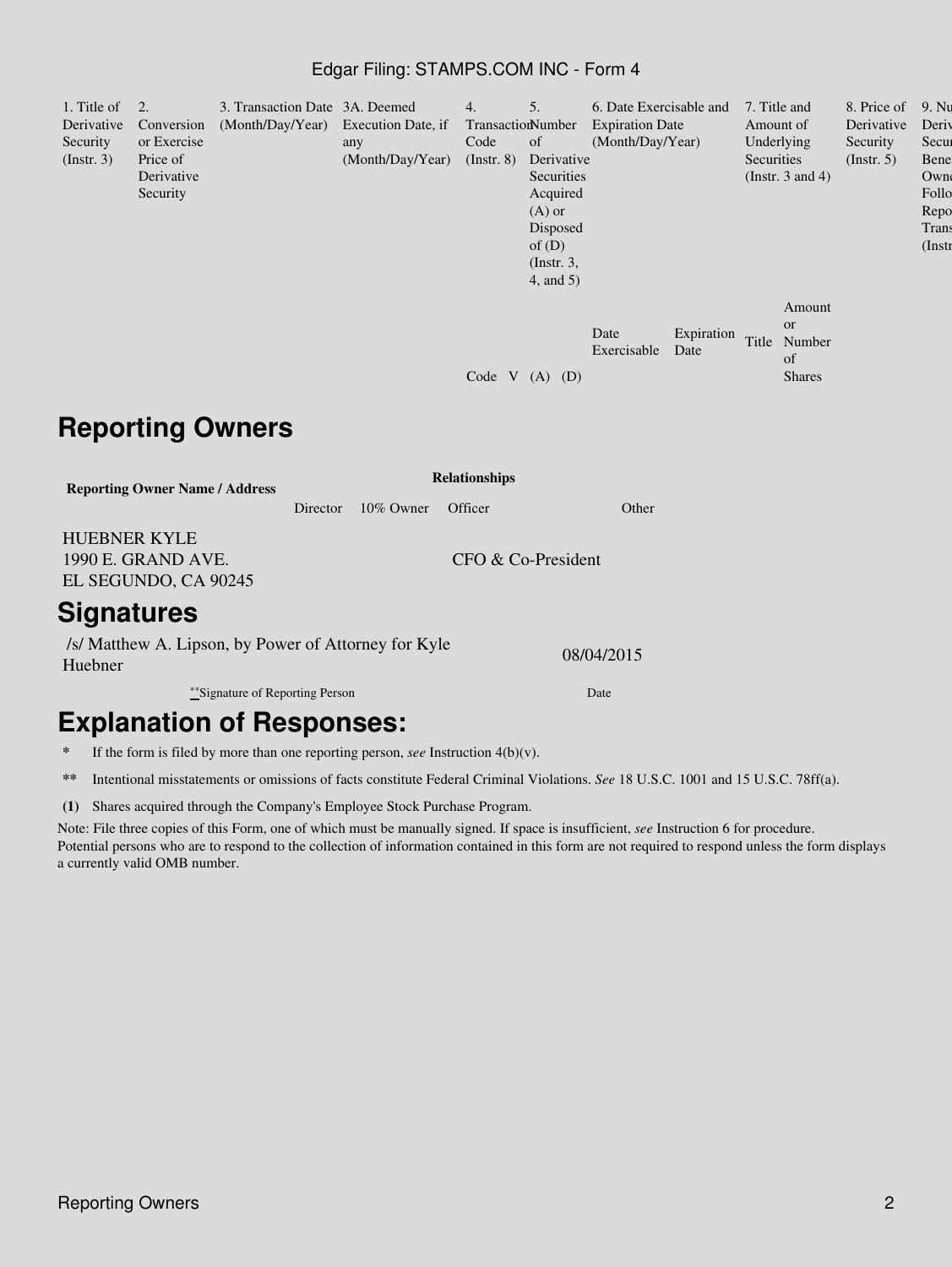| 1. Title of Derivative Security (Instr. 3) | 2. Conversion or Exercise Price of Derivative Security | 3. Transaction Date (Month/Day/Year) | 3A. Deemed Execution Date, if any (Month/Day/Year) | 4. Transaction Code (Instr. 8) | | 5. Number of Derivative Securities Acquired (A) or Disposed of (D) (Instr. 3, 4, and 5) | | 6. Date Exercisable and Expiration Date (Month/Day/Year) | | 7. Title and Amount of Underlying Securities (Instr. 3 and 4) | | 8. Price of Derivative Security (Instr. 5) | 9. Nu Deriv Secur Bene Owne Follo Repo Trans (Instr |
|---|---|---|---|---|---|---|---|---|---|---|---|---|---|
| | | | | Code | V | (A) | (D) | Date Exercisable | Expiration Date | Title | Amount or Number of Shares | | |

## Reporting Owners

| Reporting Owner Name / Address | Relationships | | | |
|---|---|---|---|---|
| | Director | 10% Owner | Officer | Other |
| HUEBNER KYLE<br>1990 E. GRAND AVE.<br>EL SEGUNDO, CA 90245 | | | CFO & Co-President | |

## Signatures

| | |
|---|---|
| /s/ Matthew A. Lipson, by Power of Attorney for Kyle Huebner | 08/04/2015 |
| **Signature of Reporting Person | Date |

## Explanation of Responses:

\* If the form is filed by more than one reporting person, *see* Instruction 4(b)(v).

** Intentional misstatements or omissions of facts constitute Federal Criminal Violations. *See* 18 U.S.C. 1001 and 15 U.S.C. 78ff(a).

(1) Shares acquired through the Company's Employee Stock Purchase Program.

Note: File three copies of this Form, one of which must be manually signed. If space is insufficient, *see* Instruction 6 for procedure.

Potential persons who are to respond to the collection of information contained in this form are not required to respond unless the form displays a currently valid OMB number.